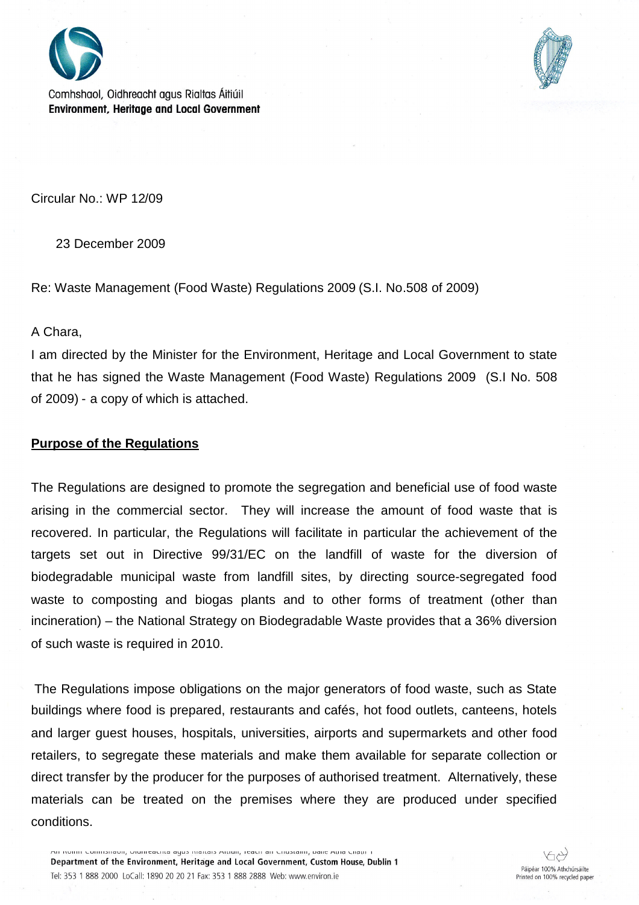Comhshaol, Oidhreacht agus Rialtas Áitiúil
**Environment, Heritage and Local Government**

Circular No.: WP 12/09

23 December 2009

Re: Waste Management (Food Waste) Regulations 2009 (S.I. No.508 of 2009)

A Chara,

I am directed by the Minister for the Environment, Heritage and Local Government to state that he has signed the Waste Management (Food Waste) Regulations 2009 (S.I No. 508 of 2009) - a copy of which is attached.

## Purpose of the Regulations

The Regulations are designed to promote the segregation and beneficial use of food waste arising in the commercial sector. They will increase the amount of food waste that is recovered. In particular, the Regulations will facilitate in particular the achievement of the targets set out in Directive 99/31/EC on the landfill of waste for the diversion of biodegradable municipal waste from landfill sites, by directing source-segregated food waste to composting and biogas plants and to other forms of treatment (other than incineration) – the National Strategy on Biodegradable Waste provides that a 36% diversion of such waste is required in 2010.

The Regulations impose obligations on the major generators of food waste, such as State buildings where food is prepared, restaurants and cafés, hot food outlets, canteens, hotels and larger guest houses, hospitals, universities, airports and supermarkets and other food retailers, to segregate these materials and make them available for separate collection or direct transfer by the producer for the purposes of authorised treatment. Alternatively, these materials can be treated on the premises where they are produced under specified conditions.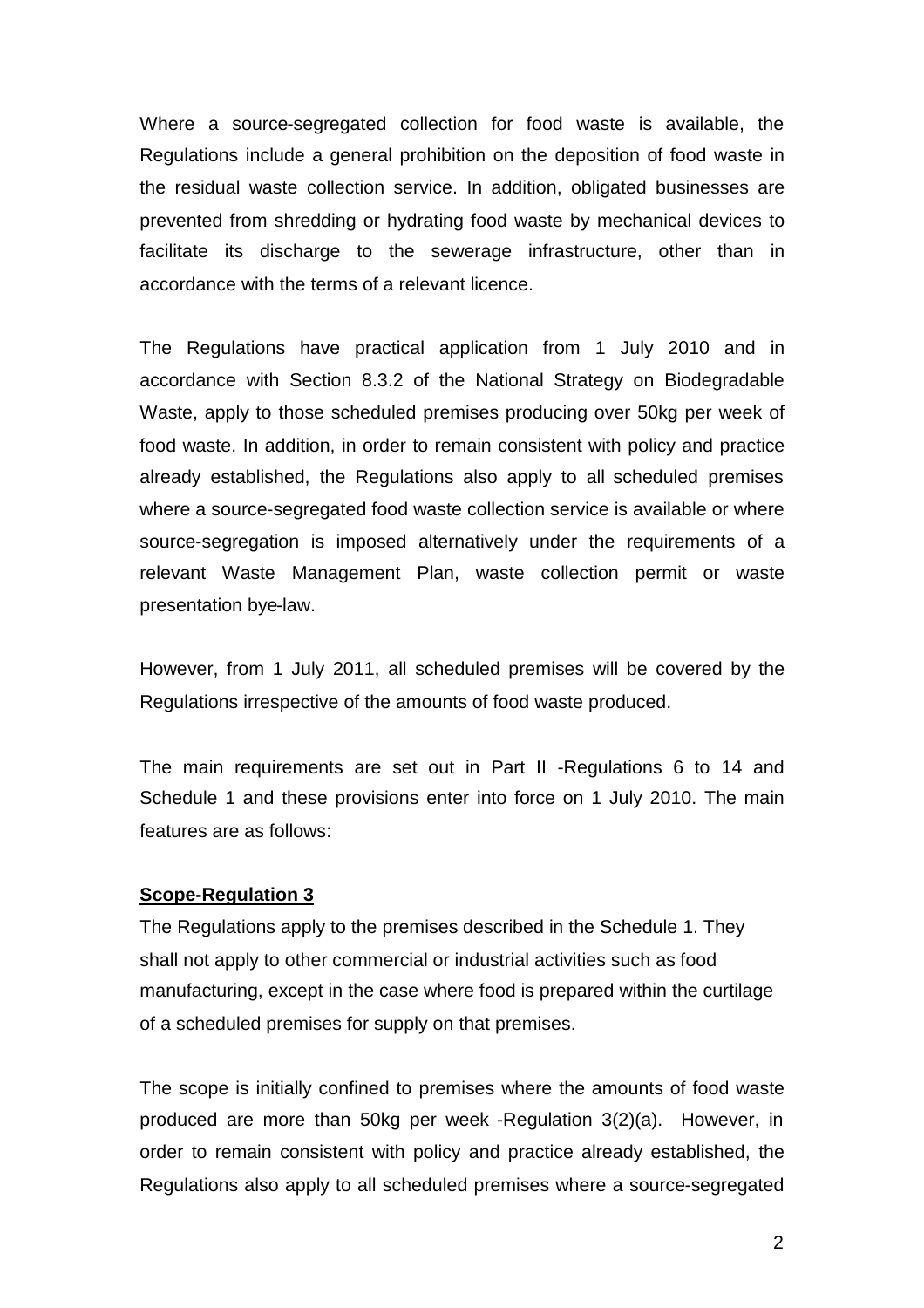Where a source-segregated collection for food waste is available, the Regulations include a general prohibition on the deposition of food waste in the residual waste collection service. In addition, obligated businesses are prevented from shredding or hydrating food waste by mechanical devices to facilitate its discharge to the sewerage infrastructure, other than in accordance with the terms of a relevant licence.

The Regulations have practical application from 1 July 2010 and in accordance with Section 8.3.2 of the National Strategy on Biodegradable Waste, apply to those scheduled premises producing over 50kg per week of food waste. In addition, in order to remain consistent with policy and practice already established, the Regulations also apply to all scheduled premises where a source-segregated food waste collection service is available or where source-segregation is imposed alternatively under the requirements of a relevant Waste Management Plan, waste collection permit or waste presentation bye-law.

However, from 1 July 2011, all scheduled premises will be covered by the Regulations irrespective of the amounts of food waste produced.

The main requirements are set out in Part II -Regulations 6 to 14 and Schedule 1 and these provisions enter into force on 1 July 2010. The main features are as follows:

**Scope-Regulation 3**

The Regulations apply to the premises described in the Schedule 1. They shall not apply to other commercial or industrial activities such as food manufacturing, except in the case where food is prepared within the curtilage of a scheduled premises for supply on that premises.

The scope is initially confined to premises where the amounts of food waste produced are more than 50kg per week -Regulation 3(2)(a). However, in order to remain consistent with policy and practice already established, the Regulations also apply to all scheduled premises where a source-segregated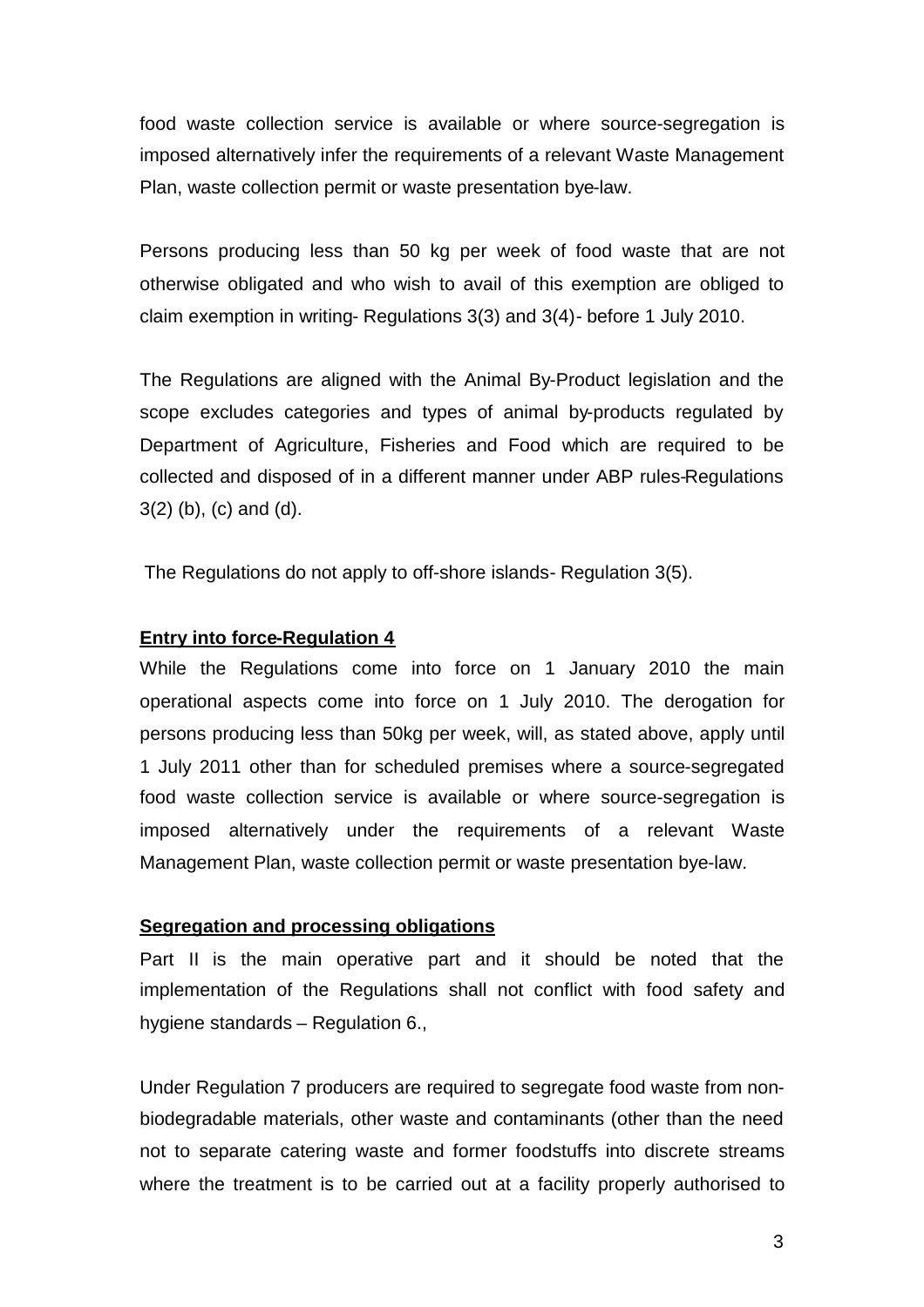food waste collection service is available or where source-segregation is imposed alternatively infer the requirements of a relevant Waste Management Plan, waste collection permit or waste presentation bye-law.

Persons producing less than 50 kg per week of food waste that are not otherwise obligated and who wish to avail of this exemption are obliged to claim exemption in writing- Regulations 3(3) and 3(4)- before 1 July 2010.

The Regulations are aligned with the Animal By-Product legislation and the scope excludes categories and types of animal by-products regulated by Department of Agriculture, Fisheries and Food which are required to be collected and disposed of in a different manner under ABP rules-Regulations 3(2) (b), (c) and (d).

The Regulations do not apply to off-shore islands- Regulation 3(5).

**Entry into force-Regulation 4**

While the Regulations come into force on 1 January 2010 the main operational aspects come into force on 1 July 2010. The derogation for persons producing less than 50kg per week, will, as stated above, apply until 1 July 2011 other than for scheduled premises where a source-segregated food waste collection service is available or where source-segregation is imposed alternatively under the requirements of a relevant Waste Management Plan, waste collection permit or waste presentation bye-law.

**Segregation and processing obligations**

Part II is the main operative part and it should be noted that the implementation of the Regulations shall not conflict with food safety and hygiene standards – Regulation 6.,

Under Regulation 7 producers are required to segregate food waste from non-biodegradable materials, other waste and contaminants (other than the need not to separate catering waste and former foodstuffs into discrete streams where the treatment is to be carried out at a facility properly authorised to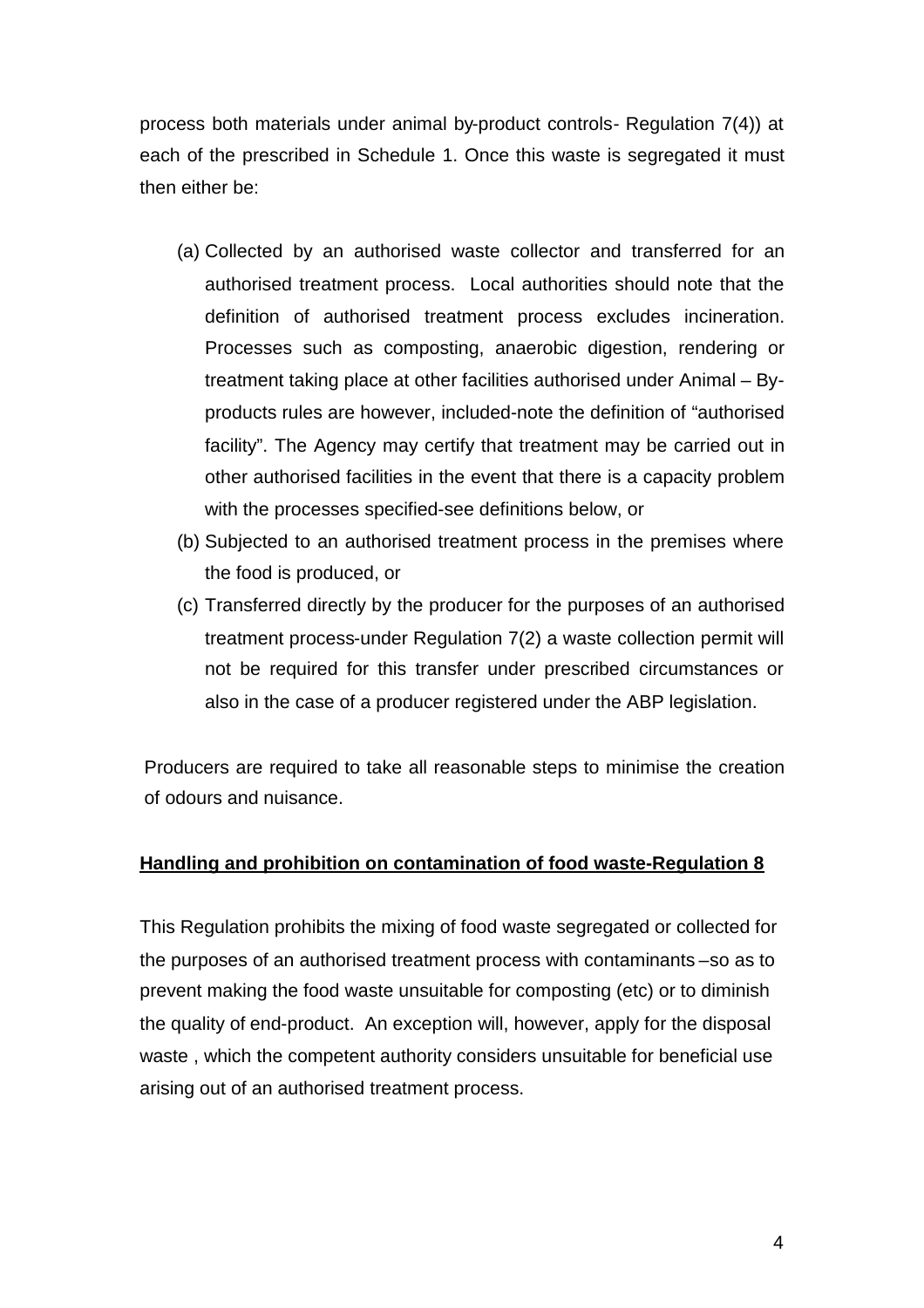process both materials under animal by-product controls- Regulation 7(4)) at each of the prescribed in Schedule 1. Once this waste is segregated it must then either be:

(a) Collected by an authorised waste collector and transferred for an authorised treatment process. Local authorities should note that the definition of authorised treatment process excludes incineration. Processes such as composting, anaerobic digestion, rendering or treatment taking place at other facilities authorised under Animal – By-products rules are however, included-note the definition of "authorised facility". The Agency may certify that treatment may be carried out in other authorised facilities in the event that there is a capacity problem with the processes specified-see definitions below, or

(b) Subjected to an authorised treatment process in the premises where the food is produced, or

(c) Transferred directly by the producer for the purposes of an authorised treatment process-under Regulation 7(2) a waste collection permit will not be required for this transfer under prescribed circumstances or also in the case of a producer registered under the ABP legislation.

Producers are required to take all reasonable steps to minimise the creation of odours and nuisance.

**<u>Handling and prohibition on contamination of food waste-Regulation 8</u>**

This Regulation prohibits the mixing of food waste segregated or collected for the purposes of an authorised treatment process with contaminants –so as to prevent making the food waste unsuitable for composting (etc) or to diminish the quality of end-product. An exception will, however, apply for the disposal waste , which the competent authority considers unsuitable for beneficial use arising out of an authorised treatment process.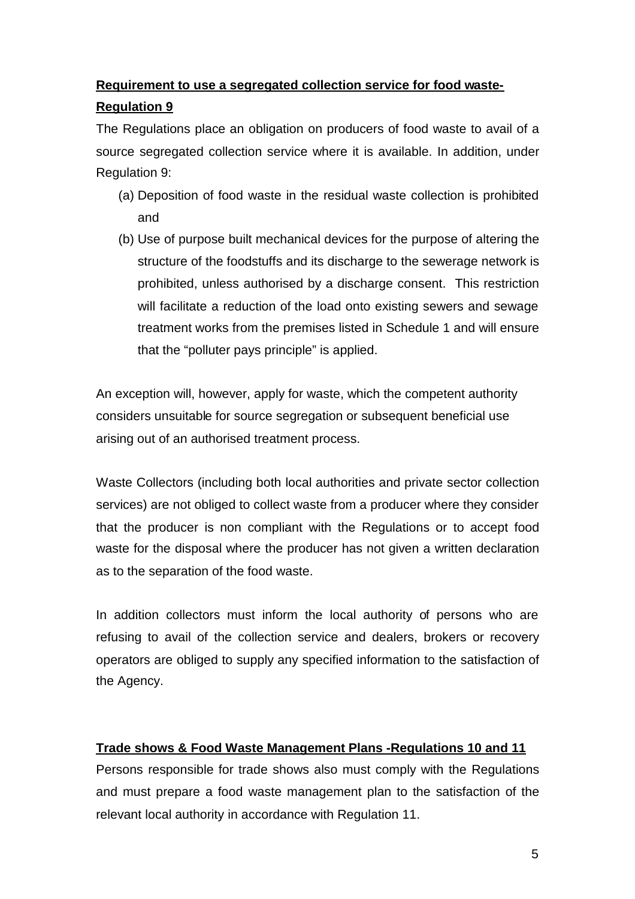**Requirement to use a segregated collection service for food waste- Regulation 9**

The Regulations place an obligation on producers of food waste to avail of a source segregated collection service where it is available. In addition, under Regulation 9:

(a) Deposition of food waste in the residual waste collection is prohibited and

(b) Use of purpose built mechanical devices for the purpose of altering the structure of the foodstuffs and its discharge to the sewerage network is prohibited, unless authorised by a discharge consent. This restriction will facilitate a reduction of the load onto existing sewers and sewage treatment works from the premises listed in Schedule 1 and will ensure that the "polluter pays principle" is applied.

An exception will, however, apply for waste, which the competent authority considers unsuitable for source segregation or subsequent beneficial use arising out of an authorised treatment process.

Waste Collectors (including both local authorities and private sector collection services) are not obliged to collect waste from a producer where they consider that the producer is non compliant with the Regulations or to accept food waste for the disposal where the producer has not given a written declaration as to the separation of the food waste.

In addition collectors must inform the local authority of persons who are refusing to avail of the collection service and dealers, brokers or recovery operators are obliged to supply any specified information to the satisfaction of the Agency.

**Trade shows & Food Waste Management Plans -Regulations 10 and 11**

Persons responsible for trade shows also must comply with the Regulations and must prepare a food waste management plan to the satisfaction of the relevant local authority in accordance with Regulation 11.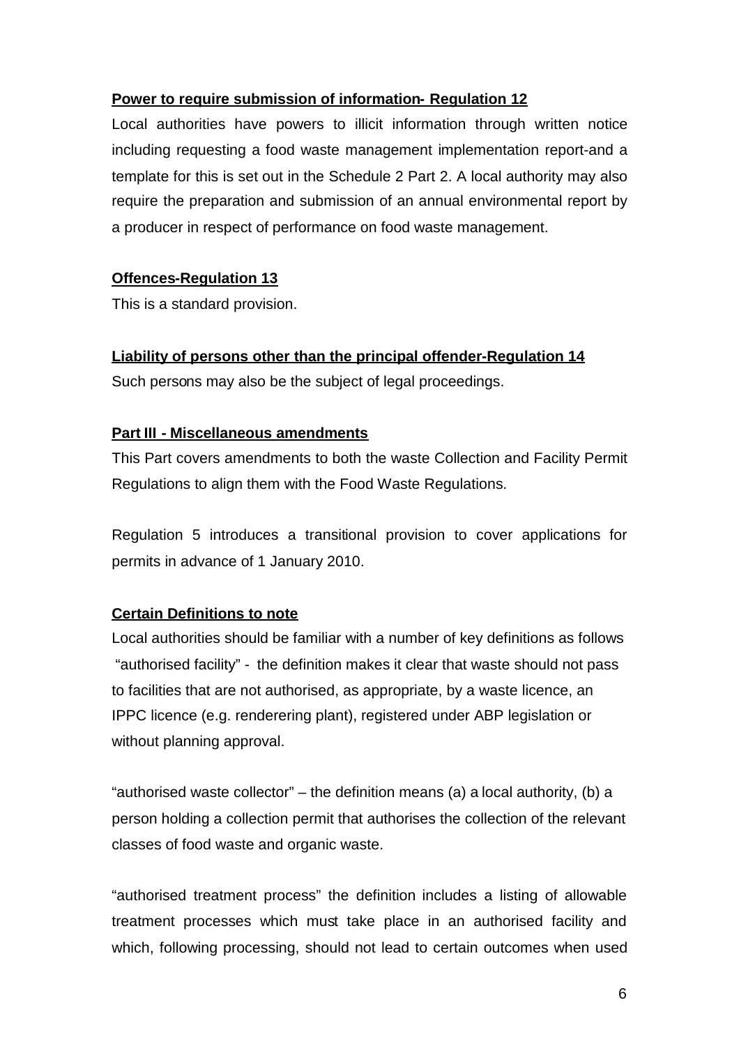**Power to require submission of information- Regulation 12**

Local authorities have powers to illicit information through written notice including requesting a food waste management implementation report-and a template for this is set out in the Schedule 2 Part 2. A local authority may also require the preparation and submission of an annual environmental report by a producer in respect of performance on food waste management.

**Offences-Regulation 13**

This is a standard provision.

**Liability of persons other than the principal offender-Regulation 14**

Such persons may also be the subject of legal proceedings.

**Part III - Miscellaneous amendments**

This Part covers amendments to both the waste Collection and Facility Permit Regulations to align them with the Food Waste Regulations.

Regulation 5 introduces a transitional provision to cover applications for permits in advance of 1 January 2010.

**Certain Definitions to note**

Local authorities should be familiar with a number of key definitions as follows
"authorised facility" - the definition makes it clear that waste should not pass to facilities that are not authorised, as appropriate, by a waste licence, an IPPC licence (e.g. renderering plant), registered under ABP legislation or without planning approval.

"authorised waste collector" – the definition means (a) a local authority, (b) a person holding a collection permit that authorises the collection of the relevant classes of food waste and organic waste.

"authorised treatment process" the definition includes a listing of allowable treatment processes which must take place in an authorised facility and which, following processing, should not lead to certain outcomes when used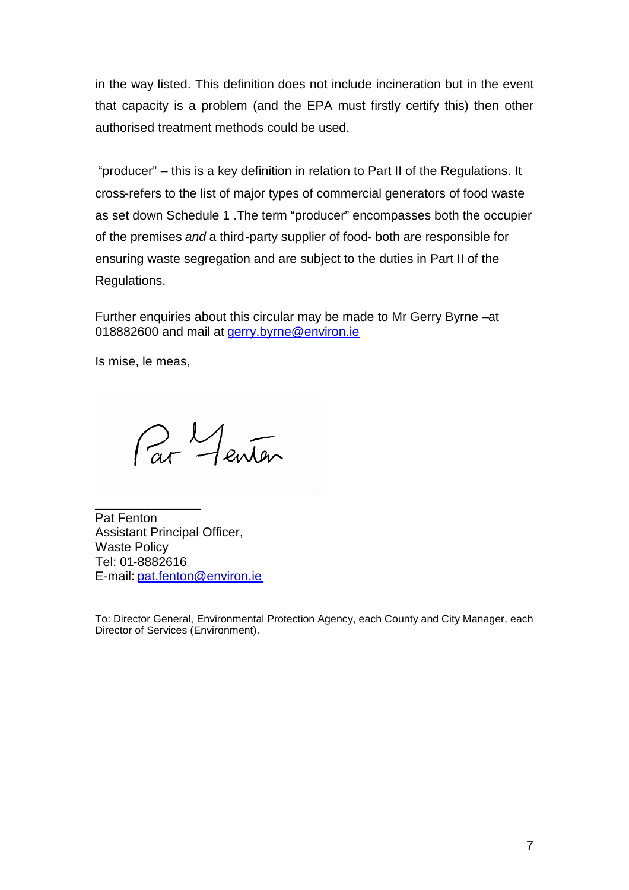in the way listed. This definition <u>does not include incineration</u> but in the event that capacity is a problem (and the EPA must firstly certify this) then other authorised treatment methods could be used.

"producer" – this is a key definition in relation to Part II of the Regulations. It cross-refers to the list of major types of commercial generators of food waste as set down Schedule 1 .The term "producer" encompasses both the occupier of the premises *and* a third-party supplier of food- both are responsible for ensuring waste segregation and are subject to the duties in Part II of the Regulations.

Further enquiries about this circular may be made to Mr Gerry Byrne –at 018882600 and mail at [gerry.byrne@environ.ie](mailto:gerry.byrne@environ.ie)

Is mise, le meas,

Pat Fenton

_______________

Pat Fenton
Assistant Principal Officer,
Waste Policy
Tel: 01-8882616
E-mail: [pat.fenton@environ.ie](mailto:pat.fenton@environ.ie)

To: Director General, Environmental Protection Agency, each County and City Manager, each Director of Services (Environment).